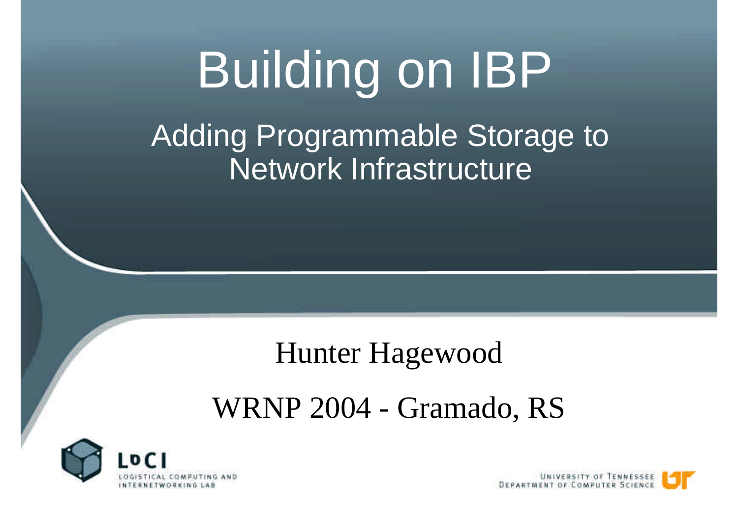# Building on IBP

## Adding Programmable Storage to Network Infrastructure

Hunter Hagewood

WRNP 2004 - Gramado, RS

LoCI
LOGISTICAL COMPUTING AND INTERNETWORKING LAB

UNIVERSITY OF TENNESSEE
DEPARTMENT OF COMPUTER SCIENCE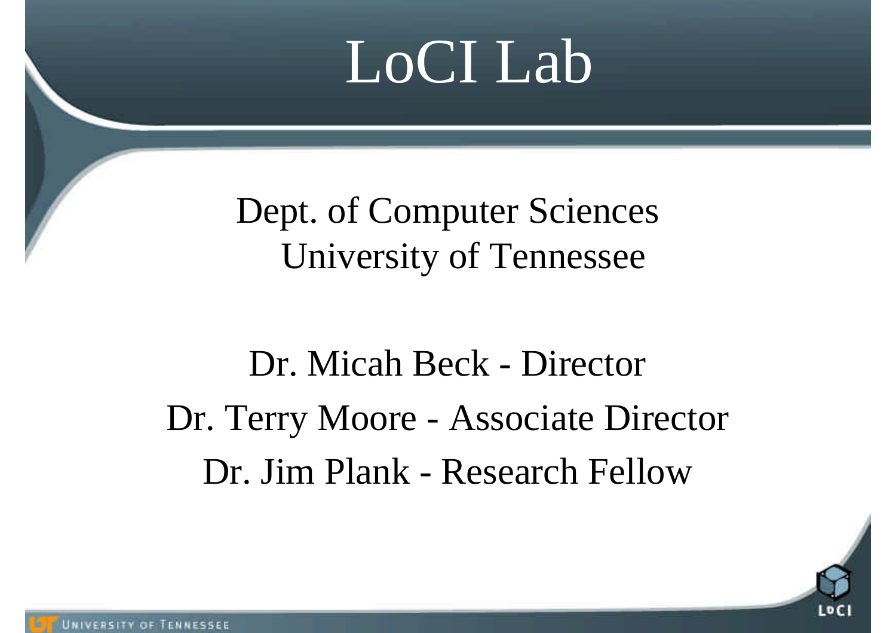# LoCI Lab

Dept. of Computer Sciences
University of Tennessee

Dr. Micah Beck - Director

Dr. Terry Moore - Associate Director

Dr. Jim Plank - Research Fellow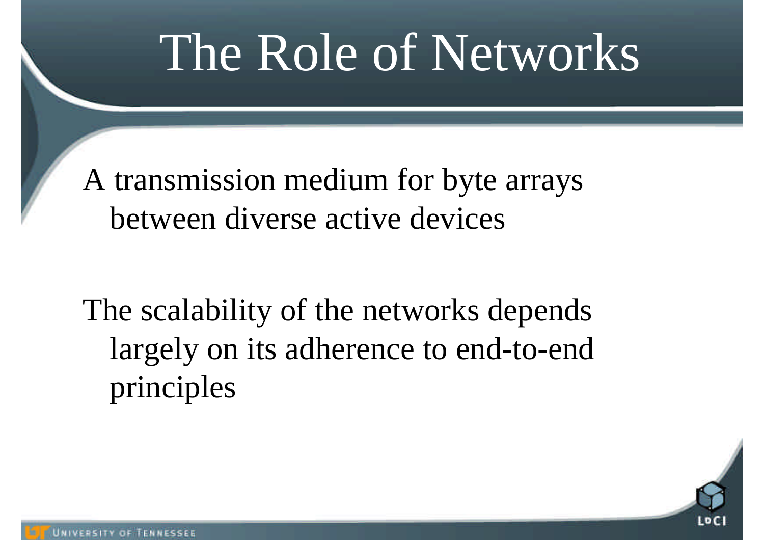# The Role of Networks

A transmission medium for byte arrays between diverse active devices

The scalability of the networks depends largely on its adherence to end-to-end principles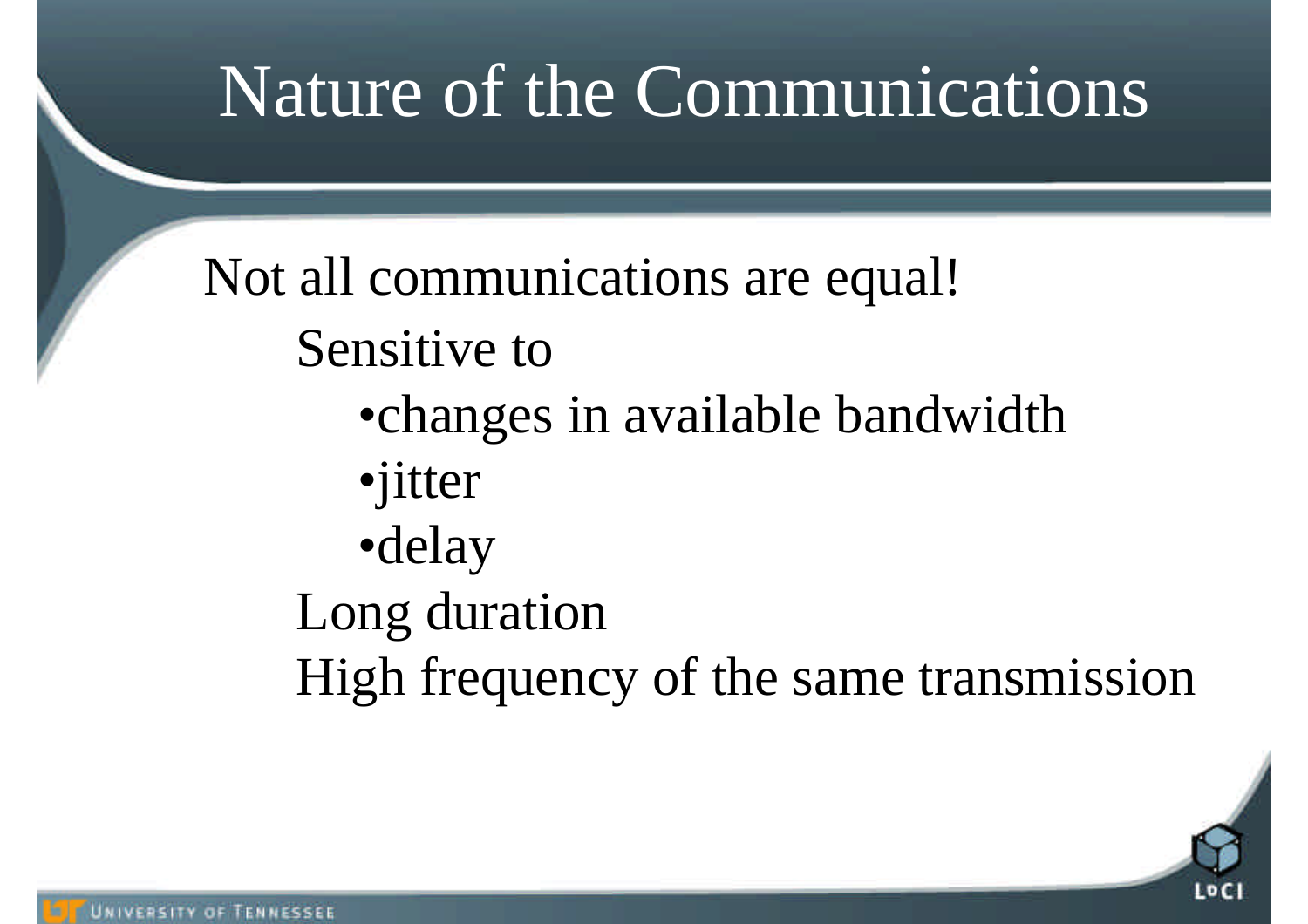# Nature of the Communications

Not all communications are equal!

- Sensitive to
  - changes in available bandwidth
  - jitter
  - delay
- Long duration
- High frequency of the same transmission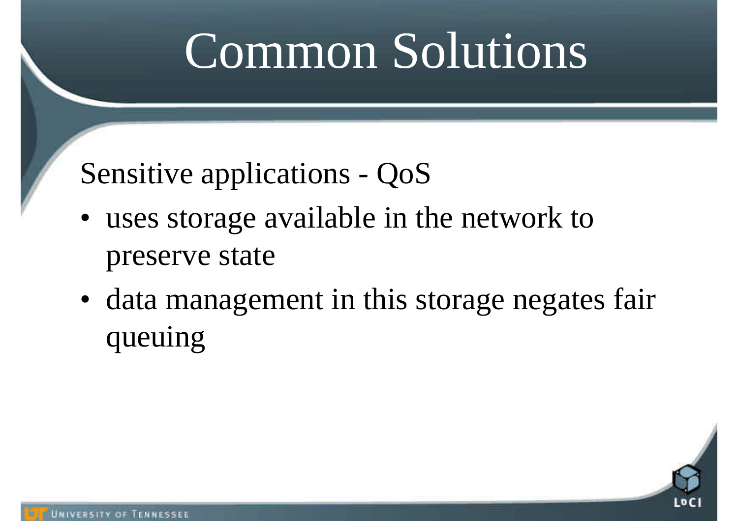# Common Solutions

Sensitive applications - QoS

- uses storage available in the network to preserve state
- data management in this storage negates fair queuing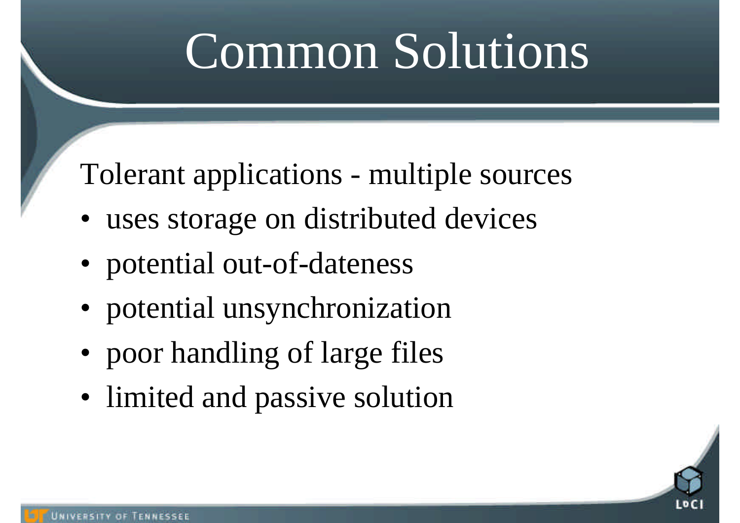# Common Solutions

Tolerant applications - multiple sources

- uses storage on distributed devices
- potential out-of-dateness
- potential unsynchronization
- poor handling of large files
- limited and passive solution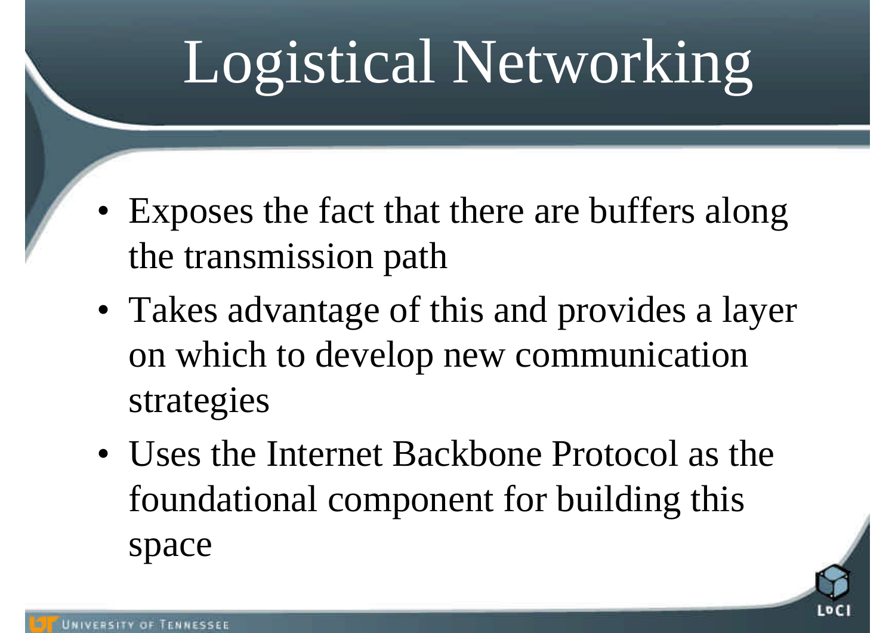# Logistical Networking

- Exposes the fact that there are buffers along the transmission path
- Takes advantage of this and provides a layer on which to develop new communication strategies
- Uses the Internet Backbone Protocol as the foundational component for building this space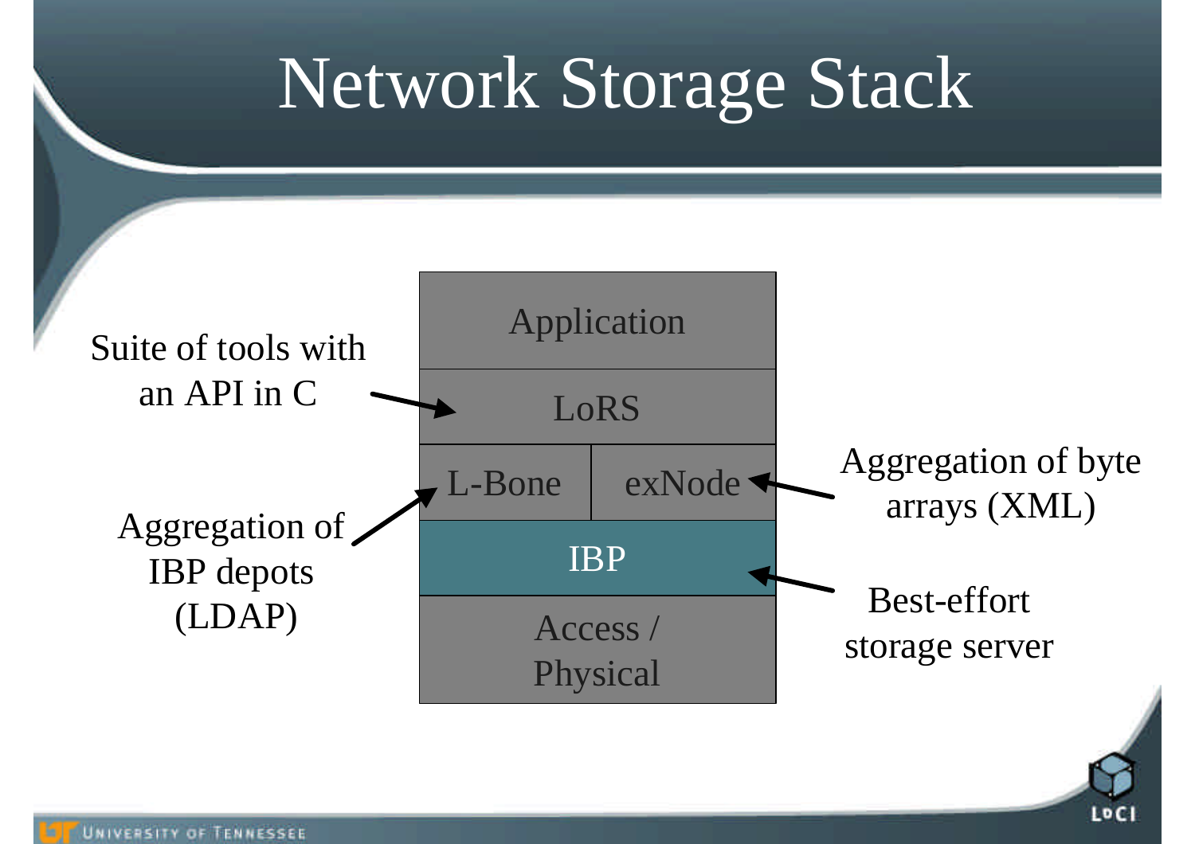# Network Storage Stack

| Network Storage Stack | |
|---|---|
| Application | |
| LoRS | |
| L-Bone | exNode |
| IBP | |
| Access / Physical | |

- LoRS: Suite of tools with an API in C
- L-Bone: Aggregation of IBP depots (LDAP)
- exNode: Aggregation of byte arrays (XML)
- IBP: Best-effort storage server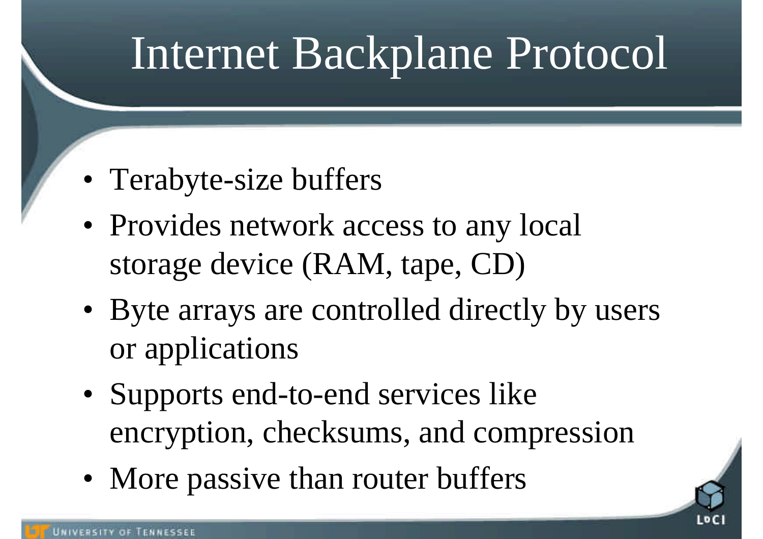# Internet Backplane Protocol

- Terabyte-size buffers
- Provides network access to any local storage device (RAM, tape, CD)
- Byte arrays are controlled directly by users or applications
- Supports end-to-end services like encryption, checksums, and compression
- More passive than router buffers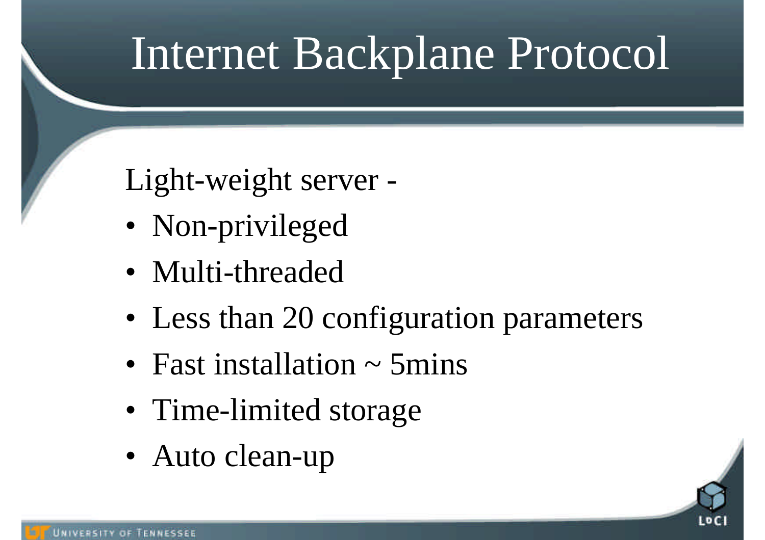# Internet Backplane Protocol

Light-weight server -

- Non-privileged
- Multi-threaded
- Less than 20 configuration parameters
- Fast installation ~ 5mins
- Time-limited storage
- Auto clean-up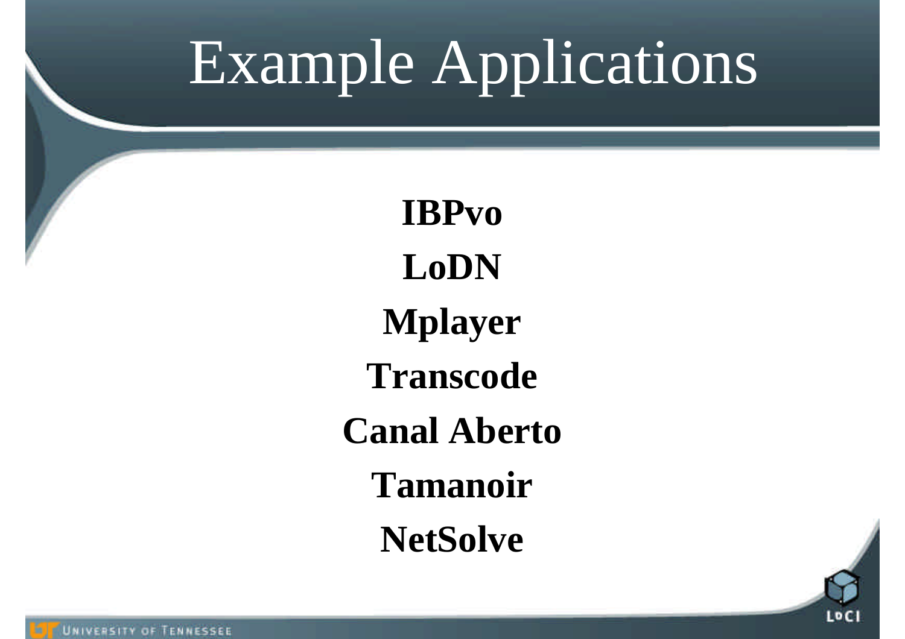# Example Applications

**IBPvo**

**LoDN**

**Mplayer**

**Transcode**

**Canal Aberto**

**Tamanoir**

**NetSolve**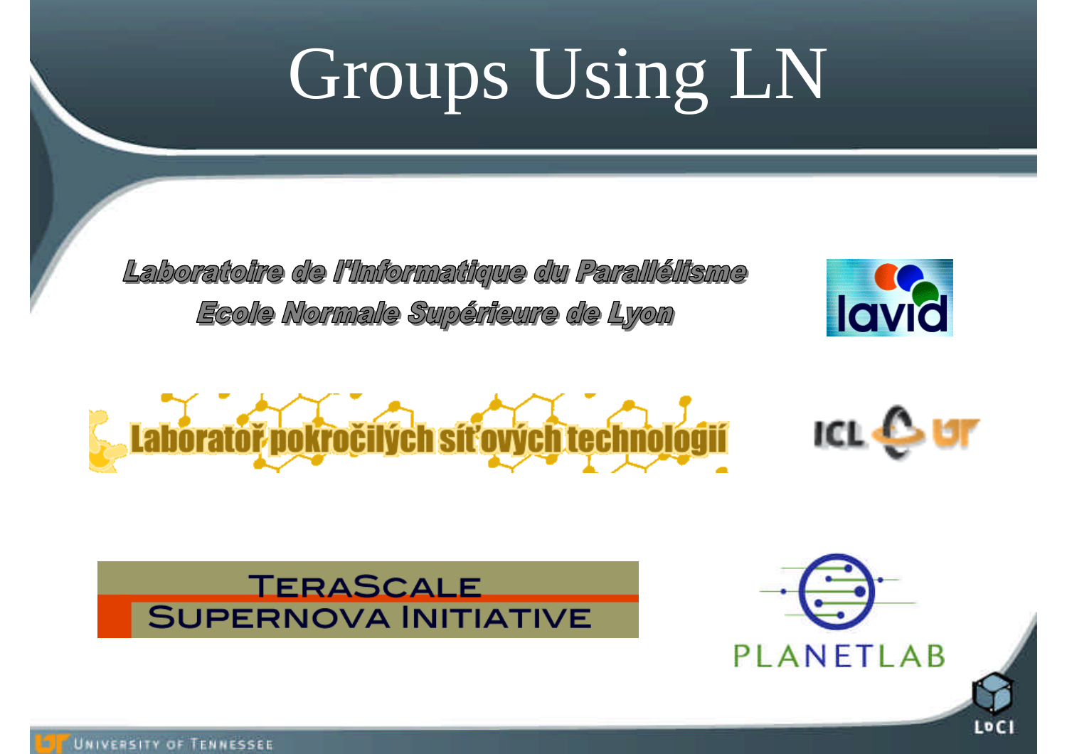# Groups Using LN

Laboratoire de l'Informatique du Parallélisme
Ecole Normale Supérieure de Lyon

lavid

Laboratoř pokročilých síťových technologií

ICL UT

TeraScale Supernova Initiative

PLANETLAB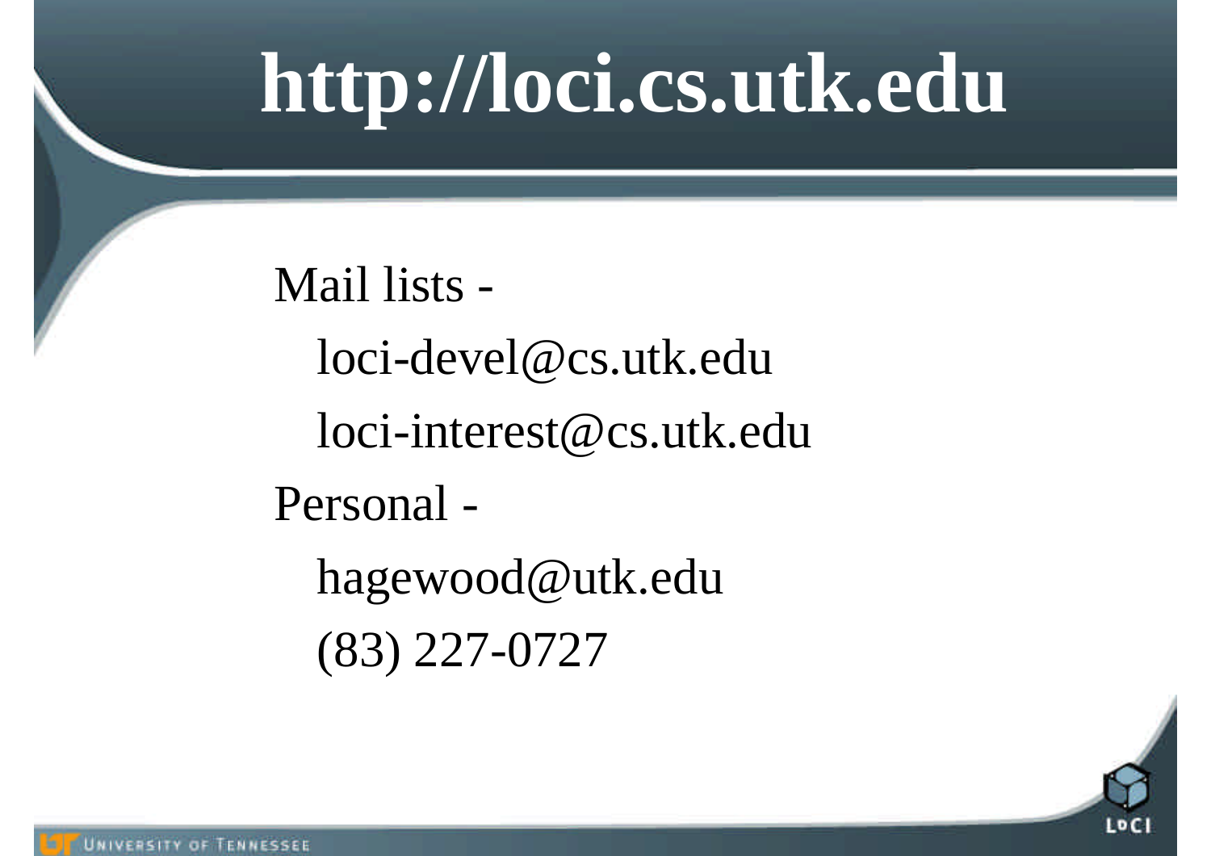# http://loci.cs.utk.edu

Mail lists -

loci-devel@cs.utk.edu

loci-interest@cs.utk.edu

Personal -

hagewood@utk.edu

(83) 227-0727